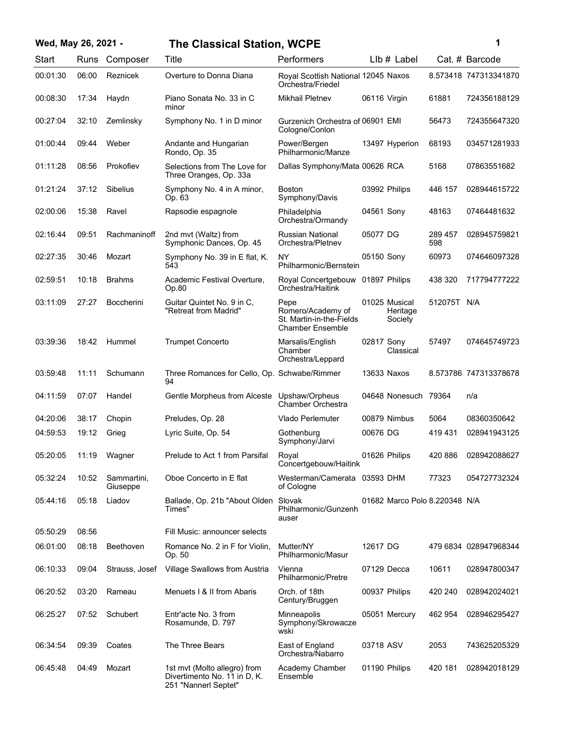# Wed, May 26, 2021 - The Classical Station, WCPE

| Start | Runs | Composer | Title | Performers | Llb # | Label | Cat. # | Barcode |
|---|---|---|---|---|---|---|---|---|
| 00:01:30 | 06:00 | Reznicek | Overture to Donna Diana | Royal Scottish National Orchestra/Friedel | 12045 | Naxos | 8.573418 | 747313341870 |
| 00:08:30 | 17:34 | Haydn | Piano Sonata No. 33 in C minor | Mikhail Pletnev | 06116 | Virgin | 61881 | 724356188129 |
| 00:27:04 | 32:10 | Zemlinsky | Symphony No. 1 in D minor | Gurzenich Orchestra of Cologne/Conlon | 06901 | EMI | 56473 | 724355647320 |
| 01:00:44 | 09:44 | Weber | Andante and Hungarian Rondo, Op. 35 | Power/Bergen Philharmonic/Manze | 13497 | Hyperion | 68193 | 034571281933 |
| 01:11:28 | 08:56 | Prokofiev | Selections from The Love for Three Oranges, Op. 33a | Dallas Symphony/Mata | 00626 | RCA | 5168 | 07863551682 |
| 01:21:24 | 37:12 | Sibelius | Symphony No. 4 in A minor, Op. 63 | Boston Symphony/Davis | 03992 | Philips | 446 157 | 028944615722 |
| 02:00:06 | 15:38 | Ravel | Rapsodie espagnole | Philadelphia Orchestra/Ormandy | 04561 | Sony | 48163 | 07464481632 |
| 02:16:44 | 09:51 | Rachmaninoff | 2nd mvt (Waltz) from Symphonic Dances, Op. 45 | Russian National Orchestra/Pletnev | 05077 | DG | 289 457 598 | 028945759821 |
| 02:27:35 | 30:46 | Mozart | Symphony No. 39 in E flat, K. 543 | NY Philharmonic/Bernstein | 05150 | Sony | 60973 | 074646097328 |
| 02:59:51 | 10:18 | Brahms | Academic Festival Overture, Op.80 | Royal Concertgebouw Orchestra/Haitink | 01897 | Philips | 438 320 | 717794777222 |
| 03:11:09 | 27:27 | Boccherini | Guitar Quintet No. 9 in C, "Retreat from Madrid" | Pepe Romero/Academy of St. Martin-in-the-Fields Chamber Ensemble | 01025 | Musical Heritage Society | 512075T | N/A |
| 03:39:36 | 18:42 | Hummel | Trumpet Concerto | Marsalis/English Chamber Orchestra/Leppard | 02817 | Sony Classical | 57497 | 074645749723 |
| 03:59:48 | 11:11 | Schumann | Three Romances for Cello, Op. 94 | Schwabe/Rimmer | 13633 | Naxos | 8.573786 | 747313378678 |
| 04:11:59 | 07:07 | Handel | Gentle Morpheus from Alceste | Upshaw/Orpheus Chamber Orchestra | 04648 | Nonesuch | 79364 | n/a |
| 04:20:06 | 38:17 | Chopin | Preludes, Op. 28 | Vlado Perlemuter | 00879 | Nimbus | 5064 | 08360350642 |
| 04:59:53 | 19:12 | Grieg | Lyric Suite, Op. 54 | Gothenburg Symphony/Jarvi | 00676 | DG | 419 431 | 028941943125 |
| 05:20:05 | 11:19 | Wagner | Prelude to Act 1 from Parsifal | Royal Concertgebouw/Haitink | 01626 | Philips | 420 886 | 028942088627 |
| 05:32:24 | 10:52 | Sammartini, Giuseppe | Oboe Concerto in E flat | Westerman/Camerata of Cologne | 03593 | DHM | 77323 | 054727732324 |
| 05:44:16 | 05:18 | Liadov | Ballade, Op. 21b "About Olden Times" | Slovak Philharmonic/Gunzenhauser | 01682 | Marco Polo | 8.220348 | N/A |
| 05:50:29 | 08:56 | | Fill Music: announcer selects | | | | | |
| 06:01:00 | 08:18 | Beethoven | Romance No. 2 in F for Violin, Op. 50 | Mutter/NY Philharmonic/Masur | 12617 | DG | 479 6834 | 028947968344 |
| 06:10:33 | 09:04 | Strauss, Josef | Village Swallows from Austria | Vienna Philharmonic/Pretre | 07129 | Decca | 10611 | 028947800347 |
| 06:20:52 | 03:20 | Rameau | Menuets I & II from Abaris | Orch. of 18th Century/Bruggen | 00937 | Philips | 420 240 | 028942024021 |
| 06:25:27 | 07:52 | Schubert | Entr'acte No. 3 from Rosamunde, D. 797 | Minneapolis Symphony/Skrowaczewski | 05051 | Mercury | 462 954 | 028946295427 |
| 06:34:54 | 09:39 | Coates | The Three Bears | East of England Orchestra/Nabarro | 03718 | ASV | 2053 | 743625205329 |
| 06:45:48 | 04:49 | Mozart | 1st mvt (Molto allegro) from Divertimento No. 11 in D, K. 251 "Nannerl Septet" | Academy Chamber Ensemble | 01190 | Philips | 420 181 | 028942018129 |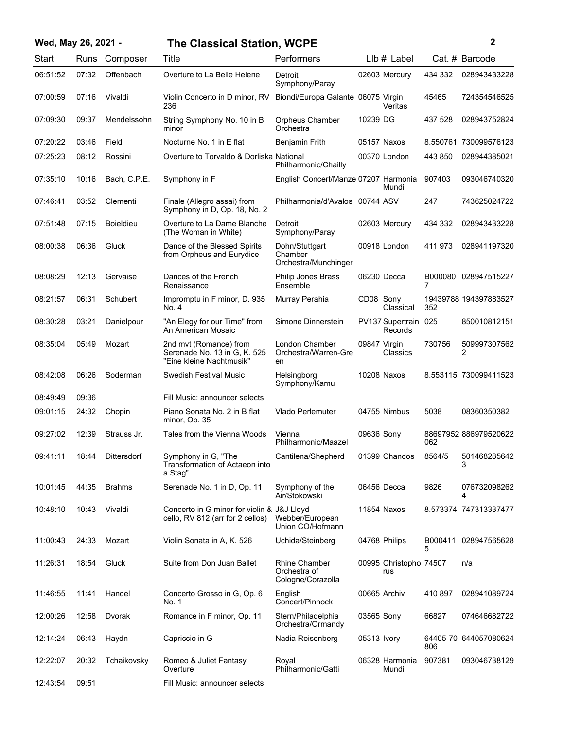**Wed, May 26, 2021 - The Classical Station, WCPE**

| Start | Runs | Composer | Title | Performers | LIb # | Label | Cat. # | Barcode |
|---|---|---|---|---|---|---|---|---|
| 06:51:52 | 07:32 | Offenbach | Overture to La Belle Helene | Detroit Symphony/Paray | 02603 | Mercury | 434 332 | 028943433228 |
| 07:00:59 | 07:16 | Vivaldi | Violin Concerto in D minor, RV 236 | Biondi/Europa Galante | 06075 | Virgin Veritas | 45465 | 724354546525 |
| 07:09:30 | 09:37 | Mendelssohn | String Symphony No. 10 in B minor | Orpheus Chamber Orchestra | 10239 | DG | 437 528 | 028943752824 |
| 07:20:22 | 03:46 | Field | Nocturne No. 1 in E flat | Benjamin Frith | 05157 | Naxos | 8.550761 | 730099576123 |
| 07:25:23 | 08:12 | Rossini | Overture to Torvaldo & Dorliska | National Philharmonic/Chailly | 00370 | London | 443 850 | 028944385021 |
| 07:35:10 | 10:16 | Bach, C.P.E. | Symphony in F | English Concert/Manze | 07207 | Harmonia Mundi | 907403 | 093046740320 |
| 07:46:41 | 03:52 | Clementi | Finale (Allegro assai) from Symphony in D, Op. 18, No. 2 | Philharmonia/d'Avalos | 00744 | ASV | 247 | 743625024722 |
| 07:51:48 | 07:15 | Boieldieu | Overture to La Dame Blanche (The Woman in White) | Detroit Symphony/Paray | 02603 | Mercury | 434 332 | 028943433228 |
| 08:00:38 | 06:36 | Gluck | Dance of the Blessed Spirits from Orpheus and Eurydice | Dohn/Stuttgart Chamber Orchestra/Munchinger | 00918 | London | 411 973 | 028941197320 |
| 08:08:29 | 12:13 | Gervaise | Dances of the French Renaissance | Philip Jones Brass Ensemble | 06230 | Decca | B0000807 | 028947515227 |
| 08:21:57 | 06:31 | Schubert | Impromptu in F minor, D. 935 No. 4 | Murray Perahia | CD08 | Sony Classical | 19439788352 | 194397883527 |
| 08:30:28 | 03:21 | Danielpour | "An Elegy for our Time" from An American Mosaic | Simone Dinnerstein | PV137 | Supertrain Records | 025 | 850010812151 |
| 08:35:04 | 05:49 | Mozart | 2nd mvt (Romance) from Serenade No. 13 in G, K. 525 "Eine kleine Nachtmusik" | London Chamber Orchestra/Warren-Green | 09847 | Virgin Classics | 730756 | 5099973075622 |
| 08:42:08 | 06:26 | Soderman | Swedish Festival Music | Helsingborg Symphony/Kamu | 10208 | Naxos | 8.553115 | 730099411523 |
| 08:49:49 | 09:36 | | Fill Music: announcer selects | | | | | |
| 09:01:15 | 24:32 | Chopin | Piano Sonata No. 2 in B flat minor, Op. 35 | Vlado Perlemuter | 04755 | Nimbus | 5038 | 08360350382 |
| 09:27:02 | 12:39 | Strauss Jr. | Tales from the Vienna Woods | Vienna Philharmonic/Maazel | 09636 | Sony | 88697952062 | 886979520622 |
| 09:41:11 | 18:44 | Dittersdorf | Symphony in G, "The Transformation of Actaeon into a Stag" | Cantilena/Shepherd | 01399 | Chandos | 8564/5 | 5014682856423 |
| 10:01:45 | 44:35 | Brahms | Serenade No. 1 in D, Op. 11 | Symphony of the Air/Stokowski | 06456 | Decca | 9826 | 0767320982624 |
| 10:48:10 | 10:43 | Vivaldi | Concerto in G minor for violin & cello, RV 812 (arr for 2 cellos) | J&J Lloyd Webber/European Union CO/Hofmann | 11854 | Naxos | 8.573374 | 747313337477 |
| 11:00:43 | 24:33 | Mozart | Violin Sonata in A, K. 526 | Uchida/Steinberg | 04768 | Philips | B0004115 | 028947565628 |
| 11:26:31 | 18:54 | Gluck | Suite from Don Juan Ballet | Rhine Chamber Orchestra of Cologne/Corazolla | 00995 | Christophorus | 74507 | n/a |
| 11:46:55 | 11:41 | Handel | Concerto Grosso in G, Op. 6 No. 1 | English Concert/Pinnock | 00665 | Archiv | 410 897 | 028941089724 |
| 12:00:26 | 12:58 | Dvorak | Romance in F minor, Op. 11 | Stern/Philadelphia Orchestra/Ormandy | 03565 | Sony | 66827 | 074646682722 |
| 12:14:24 | 06:43 | Haydn | Capriccio in G | Nadia Reisenberg | 05313 | Ivory | 64405-70806 | 644057080624 |
| 12:22:07 | 20:32 | Tchaikovsky | Romeo & Juliet Fantasy Overture | Royal Philharmonic/Gatti | 06328 | Harmonia Mundi | 907381 | 093046738129 |
| 12:43:54 | 09:51 | | Fill Music: announcer selects | | | | | |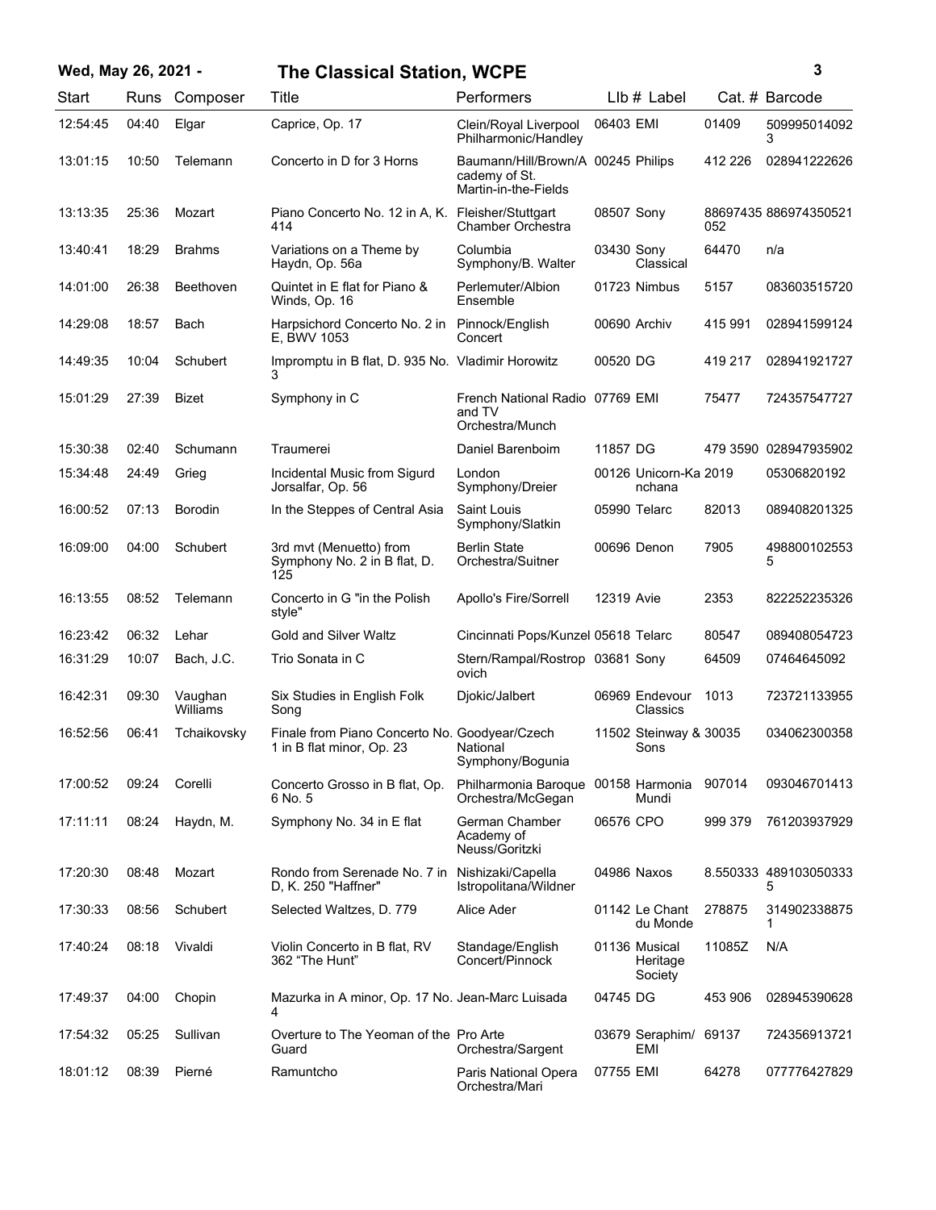# Wed, May 26, 2021 - The Classical Station, WCPE

| Start | Runs | Composer | Title | Performers | Llb # | Label | Cat. # | Barcode |
|---|---|---|---|---|---|---|---|---|
| 12:54:45 | 04:40 | Elgar | Caprice, Op. 17 | Clein/Royal Liverpool Philharmonic/Handley | 06403 | EMI | 01409 | 5099950140923 |
| 13:01:15 | 10:50 | Telemann | Concerto in D for 3 Horns | Baumann/Hill/Brown/Academy of St. Martin-in-the-Fields | 00245 | Philips | 412 226 | 028941222626 |
| 13:13:35 | 25:36 | Mozart | Piano Concerto No. 12 in A, K. 414 | Fleisher/Stuttgart Chamber Orchestra | 08507 | Sony | 88697435052 | 886974350521 |
| 13:40:41 | 18:29 | Brahms | Variations on a Theme by Haydn, Op. 56a | Columbia Symphony/B. Walter | 03430 | Sony Classical | 64470 | n/a |
| 14:01:00 | 26:38 | Beethoven | Quintet in E flat for Piano & Winds, Op. 16 | Perlemuter/Albion Ensemble | 01723 | Nimbus | 5157 | 083603515720 |
| 14:29:08 | 18:57 | Bach | Harpsichord Concerto No. 2 in E, BWV 1053 | Pinnock/English Concert | 00690 | Archiv | 415 991 | 028941599124 |
| 14:49:35 | 10:04 | Schubert | Impromptu in B flat, D. 935 No. 3 | Vladimir Horowitz | 00520 | DG | 419 217 | 028941921727 |
| 15:01:29 | 27:39 | Bizet | Symphony in C | French National Radio and TV Orchestra/Munch | 07769 | EMI | 75477 | 724357547727 |
| 15:30:38 | 02:40 | Schumann | Traumerei | Daniel Barenboim | 11857 | DG | 479 3590 | 028947935902 |
| 15:34:48 | 24:49 | Grieg | Incidental Music from Sigurd Jorsalfar, Op. 56 | London Symphony/Dreier | 00126 | Unicorn-Kanchana | 2019 | 05306820192 |
| 16:00:52 | 07:13 | Borodin | In the Steppes of Central Asia | Saint Louis Symphony/Slatkin | 05990 | Telarc | 82013 | 089408201325 |
| 16:09:00 | 04:00 | Schubert | 3rd mvt (Menuetto) from Symphony No. 2 in B flat, D. 125 | Berlin State Orchestra/Suitner | 00696 | Denon | 7905 | 4988001025535 |
| 16:13:55 | 08:52 | Telemann | Concerto in G "in the Polish style" | Apollo's Fire/Sorrell | 12319 | Avie | 2353 | 822252235326 |
| 16:23:42 | 06:32 | Lehar | Gold and Silver Waltz | Cincinnati Pops/Kunzel | 05618 | Telarc | 80547 | 089408054723 |
| 16:31:29 | 10:07 | Bach, J.C. | Trio Sonata in C | Stern/Rampal/Rostropovich | 03681 | Sony | 64509 | 07464645092 |
| 16:42:31 | 09:30 | Vaughan Williams | Six Studies in English Folk Song | Djokic/Jalbert | 06969 | Endevour Classics | 1013 | 723721133955 |
| 16:52:56 | 06:41 | Tchaikovsky | Finale from Piano Concerto No. 1 in B flat minor, Op. 23 | Goodyear/Czech National Symphony/Bogunia | 11502 | Steinway & Sons | 30035 | 034062300358 |
| 17:00:52 | 09:24 | Corelli | Concerto Grosso in B flat, Op. 6 No. 5 | Philharmonia Baroque Orchestra/McGegan | 00158 | Harmonia Mundi | 907014 | 093046701413 |
| 17:11:11 | 08:24 | Haydn, M. | Symphony No. 34 in E flat | German Chamber Academy of Neuss/Goritzki | 06576 | CPO | 999 379 | 761203937929 |
| 17:20:30 | 08:48 | Mozart | Rondo from Serenade No. 7 in D, K. 250 "Haffner" | Nishizaki/Capella Istropolitana/Wildner | 04986 | Naxos | 8.550333 | 4891030503335 |
| 17:30:33 | 08:56 | Schubert | Selected Waltzes, D. 779 | Alice Ader | 01142 | Le Chant du Monde | 278875 | 3149023388751 |
| 17:40:24 | 08:18 | Vivaldi | Violin Concerto in B flat, RV 362 "The Hunt" | Standage/English Concert/Pinnock | 01136 | Musical Heritage Society | 11085Z | N/A |
| 17:49:37 | 04:00 | Chopin | Mazurka in A minor, Op. 17 No. 4 | Jean-Marc Luisada | 04745 | DG | 453 906 | 028945390628 |
| 17:54:32 | 05:25 | Sullivan | Overture to The Yeoman of the Guard | Pro Arte Orchestra/Sargent | 03679 | Seraphim/EMI | 69137 | 724356913721 |
| 18:01:12 | 08:39 | Pierné | Ramuntcho | Paris National Opera Orchestra/Mari | 07755 | EMI | 64278 | 077776427829 |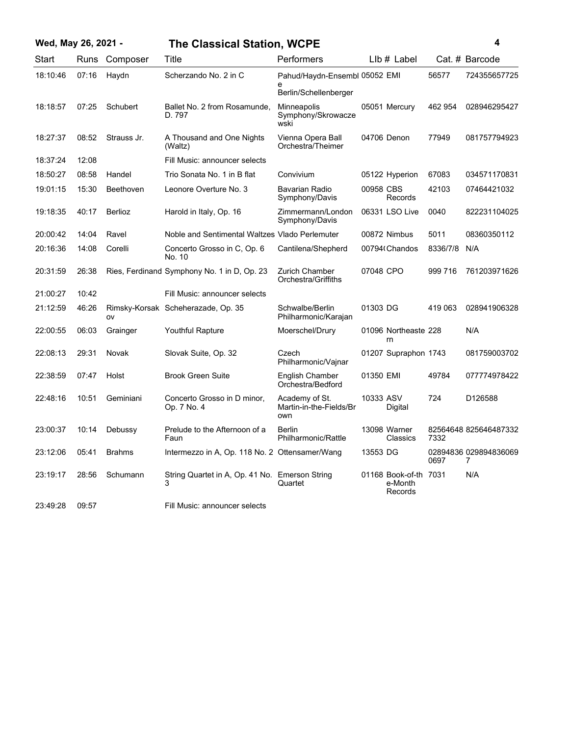**Wed, May 26, 2021 - The Classical Station, WCPE**

| Start | Runs | Composer | Title | Performers | Llb # | Label | Cat. # | Barcode |
|---|---|---|---|---|---|---|---|---|
| 18:10:46 | 07:16 | Haydn | Scherzando No. 2 in C | Pahud/Haydn-Ensemble Berlin/Schellenberger | 05052 | EMI | 56577 | 724355657725 |
| 18:18:57 | 07:25 | Schubert | Ballet No. 2 from Rosamunde, D. 797 | Minneapolis Symphony/Skrowaczewski | 05051 | Mercury | 462 954 | 028946295427 |
| 18:27:37 | 08:52 | Strauss Jr. | A Thousand and One Nights (Waltz) | Vienna Opera Ball Orchestra/Theimer | 04706 | Denon | 77949 | 081757794923 |
| 18:37:24 | 12:08 | | Fill Music: announcer selects | | | | | |
| 18:50:27 | 08:58 | Handel | Trio Sonata No. 1 in B flat | Convivium | 05122 | Hyperion | 67083 | 034571170831 |
| 19:01:15 | 15:30 | Beethoven | Leonore Overture No. 3 | Bavarian Radio Symphony/Davis | 00958 | CBS Records | 42103 | 07464421032 |
| 19:18:35 | 40:17 | Berlioz | Harold in Italy, Op. 16 | Zimmermann/London Symphony/Davis | 06331 | LSO Live | 0040 | 822231104025 |
| 20:00:42 | 14:04 | Ravel | Noble and Sentimental Waltzes | Vlado Perlemuter | 00872 | Nimbus | 5011 | 08360350112 |
| 20:16:36 | 14:08 | Corelli | Concerto Grosso in C, Op. 6 No. 10 | Cantilena/Shepherd | 00794( | Chandos | 8336/7/8 | N/A |
| 20:31:59 | 26:38 | Ries, Ferdinand | Symphony No. 1 in D, Op. 23 | Zurich Chamber Orchestra/Griffiths | 07048 | CPO | 999 716 | 761203971626 |
| 21:00:27 | 10:42 | | Fill Music: announcer selects | | | | | |
| 21:12:59 | 46:26 | Rimsky-Korsakov | Scheherazade, Op. 35 | Schwalbe/Berlin Philharmonic/Karajan | 01303 | DG | 419 063 | 028941906328 |
| 22:00:55 | 06:03 | Grainger | Youthful Rapture | Moerschel/Drury | 01096 | Northeastern | 228 | N/A |
| 22:08:13 | 29:31 | Novak | Slovak Suite, Op. 32 | Czech Philharmonic/Vajnar | 01207 | Supraphon | 1743 | 081759003702 |
| 22:38:59 | 07:47 | Holst | Brook Green Suite | English Chamber Orchestra/Bedford | 01350 | EMI | 49784 | 077774978422 |
| 22:48:16 | 10:51 | Geminiani | Concerto Grosso in D minor, Op. 7 No. 4 | Academy of St. Martin-in-the-Fields/Brown | 10333 | ASV Digital | 724 | D126588 |
| 23:00:37 | 10:14 | Debussy | Prelude to the Afternoon of a Faun | Berlin Philharmonic/Rattle | 13098 | Warner Classics | 825646487332 | 825646487332 |
| 23:12:06 | 05:41 | Brahms | Intermezzo in A, Op. 118 No. 2 | Ottensamer/Wang | 13553 | DG | 028948360697 | 028948360697 |
| 23:19:17 | 28:56 | Schumann | String Quartet in A, Op. 41 No. 3 | Emerson String Quartet | 01168 | Book-of-the-Month Records | 7031 | N/A |
| 23:49:28 | 09:57 | | Fill Music: announcer selects | | | | | |